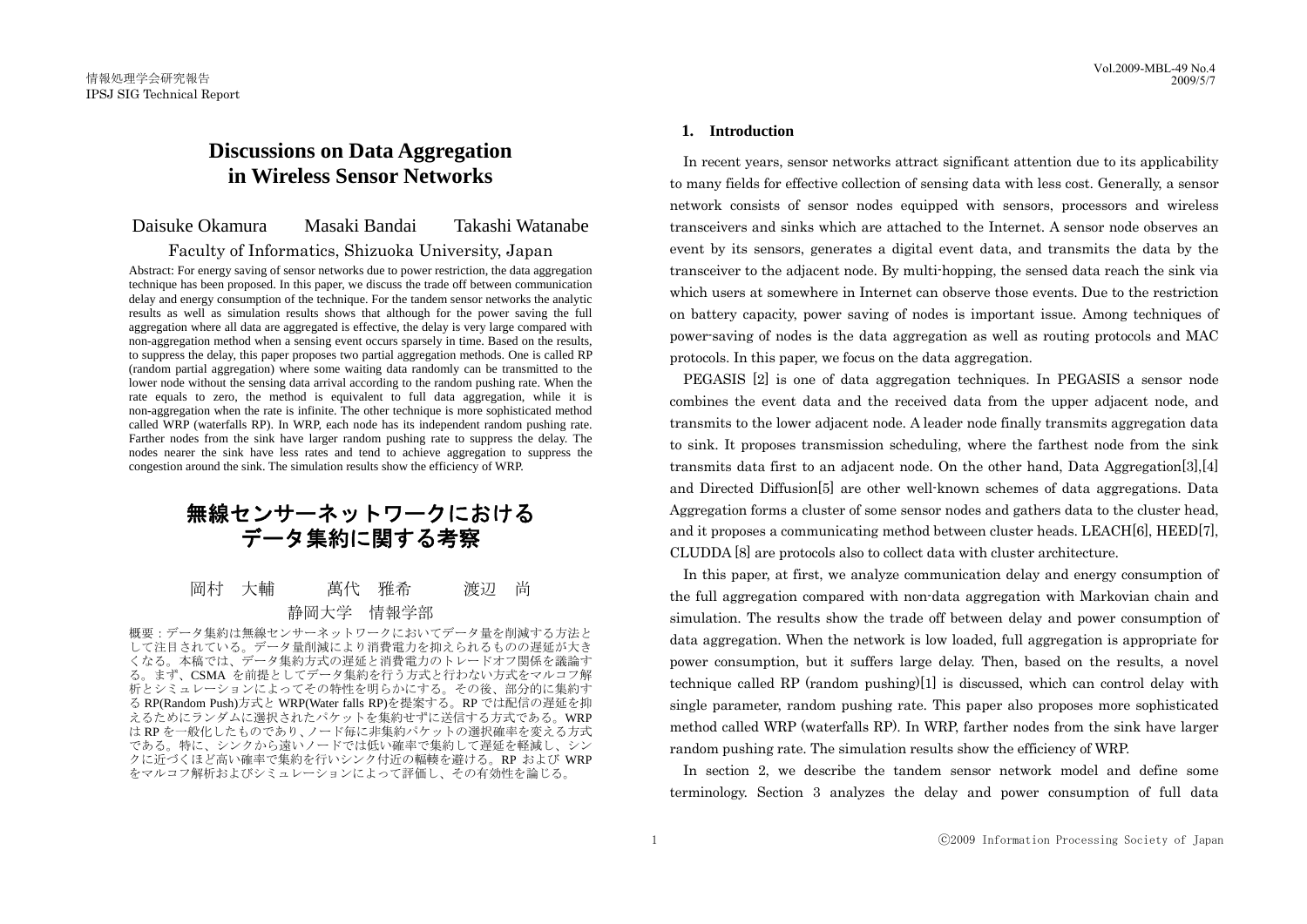# Discussions on Data Aggregation in Wireless Sensor Networks

Daisuke Okamura　　Masaki Bandai　　Takashi Watanabe

Faculty of Informatics, Shizuoka University, Japan

Abstract: For energy saving of sensor networks due to power restriction, the data aggregation technique has been proposed. In this paper, we discuss the trade off between communication delay and energy consumption of the technique. For the tandem sensor networks the analytic results as well as simulation results shows that although for the power saving the full aggregation where all data are aggregated is effective, the delay is very large compared with non-aggregation method when a sensing event occurs sparsely in time. Based on the results, to suppress the delay, this paper proposes two partial aggregation methods. One is called RP (random partial aggregation) where some waiting data randomly can be transmitted to the lower node without the sensing data arrival according to the random pushing rate. When the rate equals to zero, the method is equivalent to full data aggregation, while it is non-aggregation when the rate is infinite. The other technique is more sophisticated method called WRP (waterfalls RP). In WRP, each node has its independent random pushing rate. Farther nodes from the sink have larger random pushing rate to suppress the delay. The nodes nearer the sink have less rates and tend to achieve aggregation to suppress the congestion around the sink. The simulation results show the efficiency of WRP.

# 無線センサーネットワークにおけるデータ集約に関する考察

岡村　大輔　　萬代　雅希　　渡辺　尚

静岡大学　情報学部

概要：データ集約は無線センサーネットワークにおいてデータ量を削減する方法として注目されている。データ量削減により消費電力を抑えられるものの遅延が大きくなる。本稿では、データ集約方式の遅延と消費電力のトレードオフ関係を議論する。まず、CSMA を前提としてデータ集約を行う方式と行わない方式をマルコフ解析とシミュレーションによってその特性を明らかにする。その後、部分的に集約する RP(Random Push)方式と WRP(Water falls RP)を提案する。RP では配信の遅延を抑えるためにランダムに選択されたパケットを集約せずに送信する方式である。WRP は RP を一般化したものであり、ノード毎に非集約パケットの選択確率を変える方式である。特に、シンクから遠いノードでは低い確率で集約して遅延を軽減し、シンクに近づくほど高い確率で集約を行いシンク付近の輻輳を避ける。RP および WRP をマルコフ解析およびシミュレーションによって評価し、その有効性を論じる。

## 1. Introduction

In recent years, sensor networks attract significant attention due to its applicability to many fields for effective collection of sensing data with less cost. Generally, a sensor network consists of sensor nodes equipped with sensors, processors and wireless transceivers and sinks which are attached to the Internet. A sensor node observes an event by its sensors, generates a digital event data, and transmits the data by the transceiver to the adjacent node. By multi-hopping, the sensed data reach the sink via which users at somewhere in Internet can observe those events. Due to the restriction on battery capacity, power saving of nodes is important issue. Among techniques of power-saving of nodes is the data aggregation as well as routing protocols and MAC protocols. In this paper, we focus on the data aggregation.

PEGASIS [2] is one of data aggregation techniques. In PEGASIS a sensor node combines the event data and the received data from the upper adjacent node, and transmits to the lower adjacent node. A leader node finally transmits aggregation data to sink. It proposes transmission scheduling, where the farthest node from the sink transmits data first to an adjacent node. On the other hand, Data Aggregation[3],[4] and Directed Diffusion[5] are other well-known schemes of data aggregations. Data Aggregation forms a cluster of some sensor nodes and gathers data to the cluster head, and it proposes a communicating method between cluster heads. LEACH[6], HEED[7], CLUDDA [8] are protocols also to collect data with cluster architecture.

In this paper, at first, we analyze communication delay and energy consumption of the full aggregation compared with non-data aggregation with Markovian chain and simulation. The results show the trade off between delay and power consumption of data aggregation. When the network is low loaded, full aggregation is appropriate for power consumption, but it suffers large delay. Then, based on the results, a novel technique called RP (random pushing)[1] is discussed, which can control delay with single parameter, random pushing rate. This paper also proposes more sophisticated method called WRP (waterfalls RP). In WRP, farther nodes from the sink have larger random pushing rate. The simulation results show the efficiency of WRP.

In section 2, we describe the tandem sensor network model and define some terminology. Section 3 analyzes the delay and power consumption of full data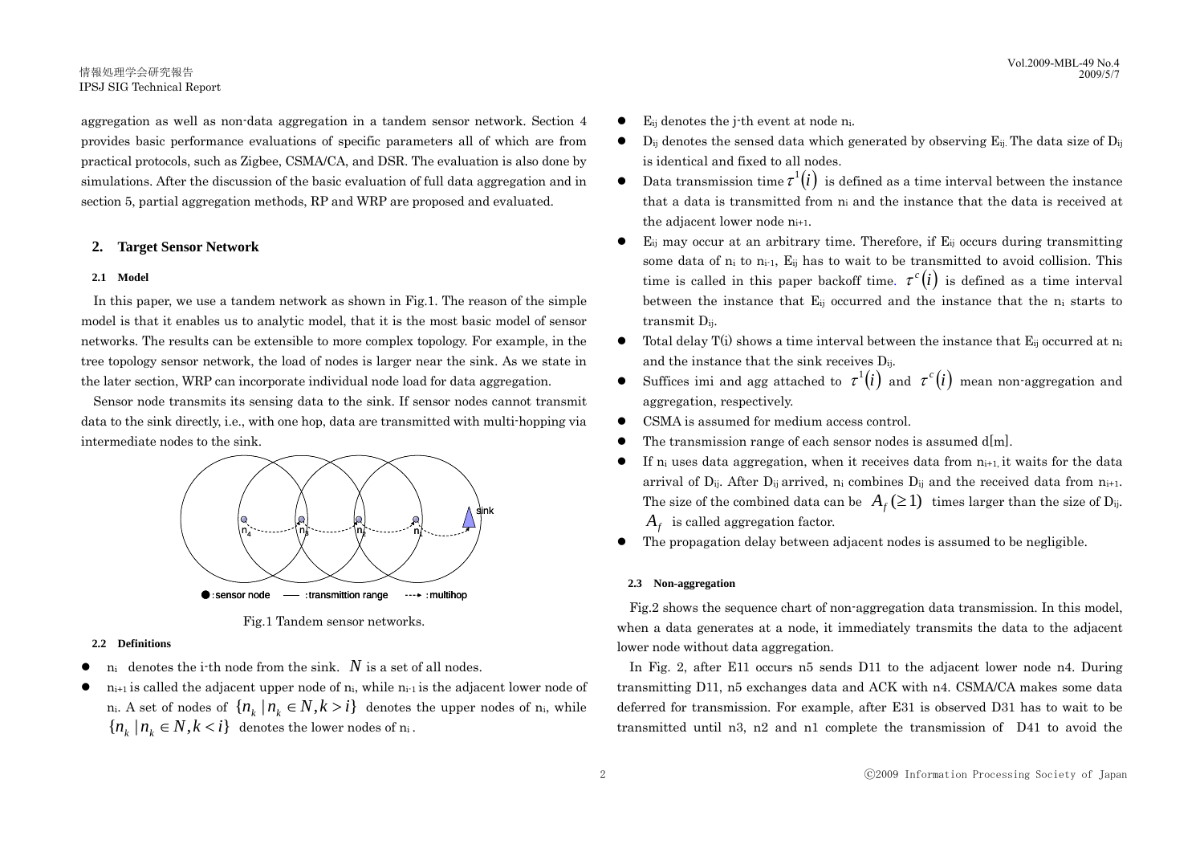aggregation as well as non-data aggregation in a tandem sensor network. Section 4 provides basic performance evaluations of specific parameters all of which are from practical protocols, such as Zigbee, CSMA/CA, and DSR. The evaluation is also done by simulations. After the discussion of the basic evaluation of full data aggregation and in section 5, partial aggregation methods, RP and WRP are proposed and evaluated.

## 2. Target Sensor Network

### 2.1 Model

In this paper, we use a tandem network as shown in Fig.1. The reason of the simple model is that it enables us to analytic model, that it is the most basic model of sensor networks. The results can be extensible to more complex topology. For example, in the tree topology sensor network, the load of nodes is larger near the sink. As we state in the later section, WRP can incorporate individual node load for data aggregation.

Sensor node transmits its sensing data to the sink. If sensor nodes cannot transmit data to the sink directly, i.e., with one hop, data are transmitted with multi-hopping via intermediate nodes to the sink.

Fig.1 Tandem sensor networks.

### 2.2 Definitions

- $n_i$ denotes the i-th node from the sink. $N$ is a set of all nodes.
- $n_{i+1}$ is called the adjacent upper node of $n_i$, while $n_{i-1}$ is the adjacent lower node of $n_i$. A set of nodes of $\{n_k \mid n_k \in N, k > i\}$ denotes the upper nodes of $n_i$, while $\{n_k \mid n_k \in N, k < i\}$ denotes the lower nodes of $n_i$.
- $E_{ij}$ denotes the j-th event at node $n_i$.
- $D_{ij}$ denotes the sensed data which generated by observing $E_{ij}$. The data size of $D_{ij}$ is identical and fixed to all nodes.
- Data transmission time $\tau^1(i)$ is defined as a time interval between the instance that a data is transmitted from $n_i$ and the instance that the data is received at the adjacent lower node $n_{i+1}$.
- $E_{ij}$ may occur at an arbitrary time. Therefore, if $E_{ij}$ occurs during transmitting some data of $n_i$ to $n_{i-1}$, $E_{ij}$ has to wait to be transmitted to avoid collision. This time is called in this paper backoff time. $\tau^c(i)$ is defined as a time interval between the instance that $E_{ij}$ occurred and the instance that the $n_i$ starts to transmit $D_{ij}$.
- Total delay T(i) shows a time interval between the instance that $E_{ij}$ occurred at $n_i$ and the instance that the sink receives $D_{ij}$.
- Suffices imi and agg attached to $\tau^1(i)$ and $\tau^c(i)$ mean non-aggregation and aggregation, respectively.
- CSMA is assumed for medium access control.
- The transmission range of each sensor nodes is assumed d[m].
- If $n_i$ uses data aggregation, when it receives data from $n_{i+1}$, it waits for the data arrival of $D_{ij}$. After $D_{ij}$ arrived, $n_i$ combines $D_{ij}$ and the received data from $n_{i+1}$. The size of the combined data can be $A_f (\geq 1)$ times larger than the size of $D_{ij}$. $A_f$ is called aggregation factor.
- The propagation delay between adjacent nodes is assumed to be negligible.

### 2.3 Non-aggregation

Fig.2 shows the sequence chart of non-aggregation data transmission. In this model, when a data generates at a node, it immediately transmits the data to the adjacent lower node without data aggregation.

In Fig. 2, after E11 occurs n5 sends D11 to the adjacent lower node n4. During transmitting D11, n5 exchanges data and ACK with n4. CSMA/CA makes some data deferred for transmission. For example, after E31 is observed D31 has to wait to be transmitted until n3, n2 and n1 complete the transmission of D41 to avoid the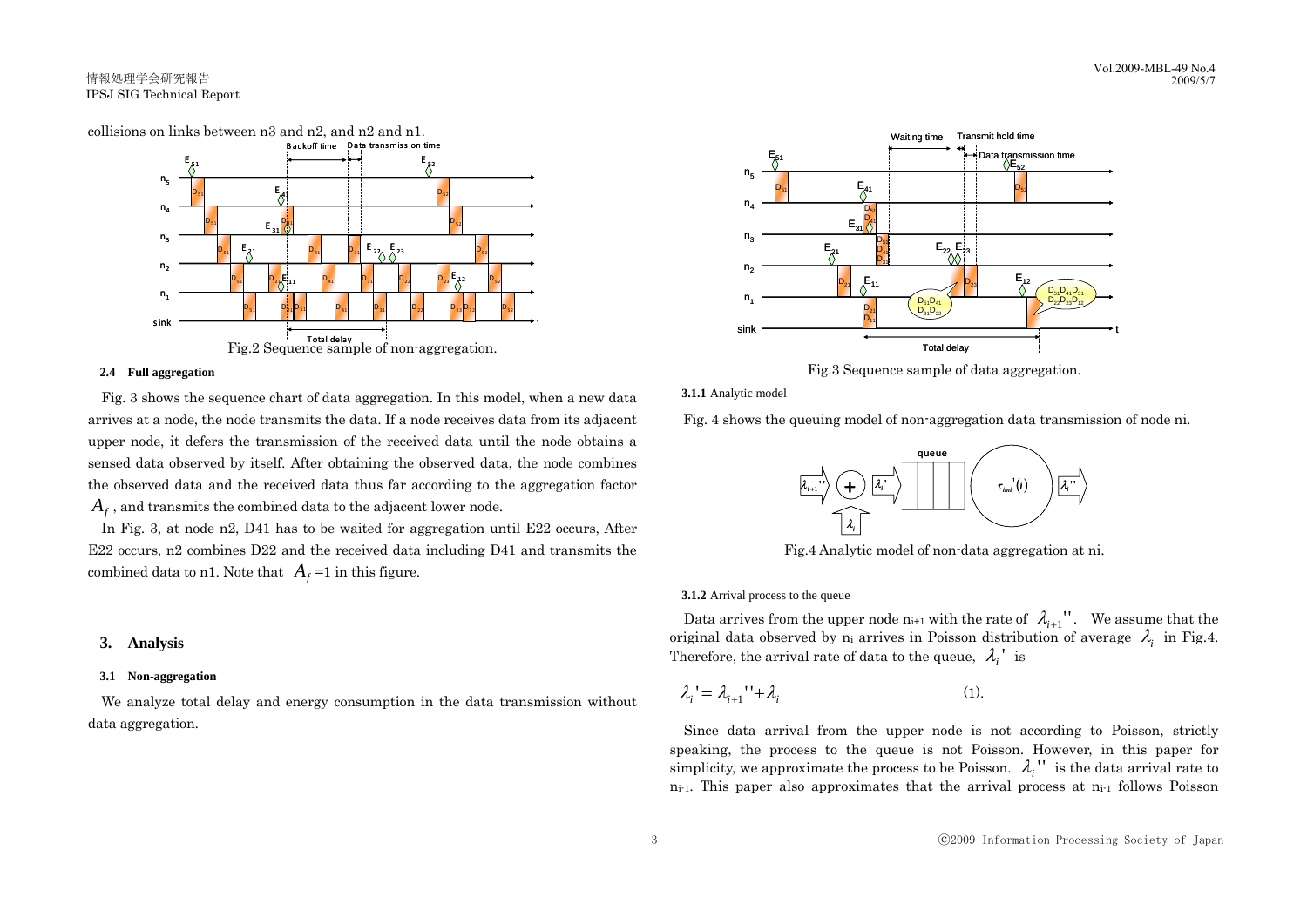collisions on links between n3 and n2, and n2 and n1.

Fig.2 Sequence sample of non-aggregation.

#### 2.4 Full aggregation

Fig. 3 shows the sequence chart of data aggregation. In this model, when a new data arrives at a node, the node transmits the data. If a node receives data from its adjacent upper node, it defers the transmission of the received data until the node obtains a sensed data observed by itself. After obtaining the observed data, the node combines the observed data and the received data thus far according to the aggregation factor $A_f$, and transmits the combined data to the adjacent lower node.

In Fig. 3, at node n2, D41 has to be waited for aggregation until E22 occurs, After E22 occurs, n2 combines D22 and the received data including D41 and transmits the combined data to n1. Note that $A_f$ =1 in this figure.

## 3. Analysis

### 3.1 Non-aggregation

We analyze total delay and energy consumption in the data transmission without data aggregation.

Fig.3 Sequence sample of data aggregation.

#### 3.1.1 Analytic model

Fig. 4 shows the queuing model of non-aggregation data transmission of node ni.

Fig.4 Analytic model of non-data aggregation at ni.

#### 3.1.2 Arrival process to the queue

Data arrives from the upper node $n_{i+1}$ with the rate of $\lambda_{i+1}''$. We assume that the original data observed by $n_i$ arrives in Poisson distribution of average $\lambda_i$ in Fig.4. Therefore, the arrival rate of data to the queue, $\lambda_i'$ is

$$\lambda_i' = \lambda_{i+1}'' + \lambda_i \qquad (1).$$

Since data arrival from the upper node is not according to Poisson, strictly speaking, the process to the queue is not Poisson. However, in this paper for simplicity, we approximate the process to be Poisson. $\lambda_i''$ is the data arrival rate to $n_{i-1}$. This paper also approximates that the arrival process at $n_{i-1}$ follows Poisson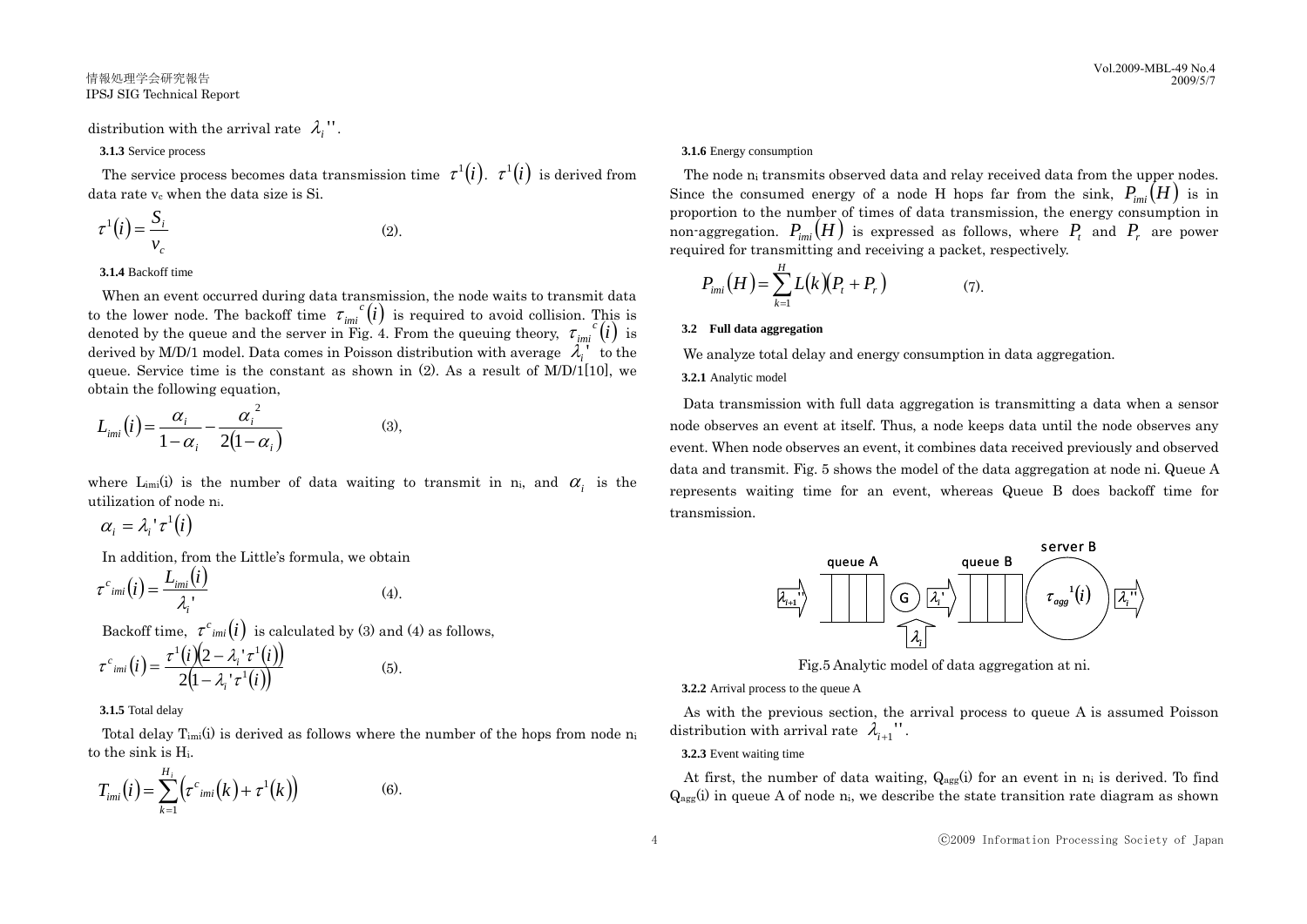distribution with the arrival rate $\lambda_i''$.

**3.1.3** Service process

The service process becomes data transmission time $\tau^1(i)$. $\tau^1(i)$ is derived from data rate $v_c$ when the data size is Si.

$$\tau^1(i) = \frac{S_i}{v_c} \tag{2}$$

**3.1.4** Backoff time

When an event occurred during data transmission, the node waits to transmit data to the lower node. The backoff time $\tau_{imi}{}^c(i)$ is required to avoid collision. This is denoted by the queue and the server in Fig. 4. From the queuing theory, $\tau_{imi}{}^c(i)$ is derived by M/D/1 model. Data comes in Poisson distribution with average $\lambda_i'$ to the queue. Service time is the constant as shown in (2). As a result of M/D/1[10], we obtain the following equation,

$$L_{imi}(i) = \frac{\alpha_i}{1-\alpha_i} - \frac{\alpha_i{}^2}{2(1-\alpha_i)} \tag{3}$$

where $L_{imi}(i)$ is the number of data waiting to transmit in $n_i$, and $\alpha_i$ is the utilization of node $n_i$.

$$\alpha_i = \lambda_i'\tau^1(i)$$

In addition, from the Little's formula, we obtain

$$\tau^c{}_{imi}(i) = \frac{L_{imi}(i)}{\lambda_i'} \tag{4}$$

Backoff time, $\tau^c{}_{imi}(i)$ is calculated by (3) and (4) as follows,

$$\tau^c{}_{imi}(i) = \frac{\tau^1(i)(2-\lambda_i'\tau^1(i))}{2(1-\lambda_i'\tau^1(i))} \tag{5}$$

**3.1.5** Total delay

Total delay $T_{imi}(i)$ is derived as follows where the number of the hops from node $n_i$ to the sink is $H_i$.

$$T_{imi}(i) = \sum_{k=1}^{H_i}\left(\tau^c{}_{imi}(k) + \tau^1(k)\right) \tag{6}$$

**3.1.6** Energy consumption

The node $n_i$ transmits observed data and relay received data from the upper nodes. Since the consumed energy of a node H hops far from the sink, $P_{imi}(H)$ is in proportion to the number of times of data transmission, the energy consumption in non-aggregation. $P_{imi}(H)$ is expressed as follows, where $P_t$ and $P_r$ are power required for transmitting and receiving a packet, respectively.

$$P_{imi}(H) = \sum_{k=1}^{H} L(k)(P_t + P_r) \tag{7}$$

### 3.2 Full data aggregation

We analyze total delay and energy consumption in data aggregation.

**3.2.1** Analytic model

Data transmission with full data aggregation is transmitting a data when a sensor node observes an event at itself. Thus, a node keeps data until the node observes any event. When node observes an event, it combines data received previously and observed data and transmit. Fig. 5 shows the model of the data aggregation at node ni. Queue A represents waiting time for an event, whereas Queue B does backoff time for transmission.

Fig.5 Analytic model of data aggregation at ni.

**3.2.2** Arrival process to the queue A

As with the previous section, the arrival process to queue A is assumed Poisson distribution with arrival rate $\lambda_{i+1}''$.

**3.2.3** Event waiting time

At first, the number of data waiting, $Q_{agg}(i)$ for an event in $n_i$ is derived. To find $Q_{agg}(i)$ in queue A of node $n_i$, we describe the state transition rate diagram as shown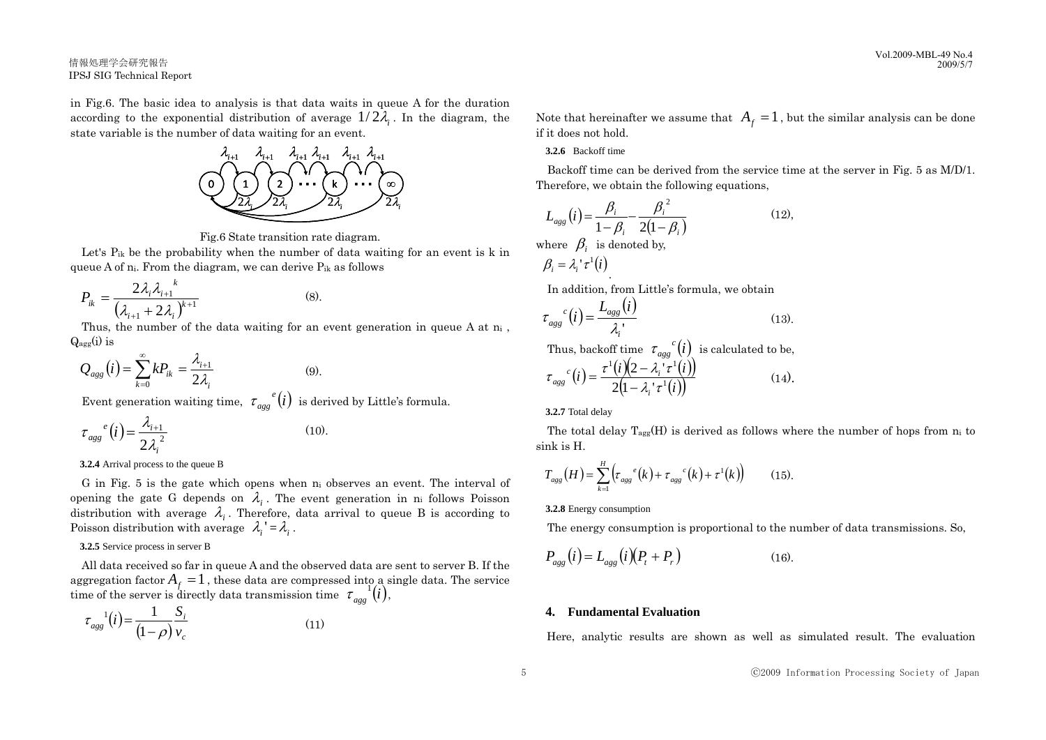in Fig.6. The basic idea to analysis is that data waits in queue A for the duration according to the exponential distribution of average $1/2\lambda_i$. In the diagram, the state variable is the number of data waiting for an event.

Fig.6 State transition rate diagram.

Let's $P_{ik}$ be the probability when the number of data waiting for an event is k in queue A of $n_i$. From the diagram, we can derive $P_{ik}$ as follows

$$P_{ik} = \frac{2\lambda_i \lambda_{i+1}^{\ k}}{\left(\lambda_{i+1} + 2\lambda_i\right)^{k+1}} \qquad (8).$$

Thus, the number of the data waiting for an event generation in queue A at $n_i$, $Q_{agg}(i)$ is

$$Q_{agg}(i) = \sum_{k=0}^{\infty} kP_{ik} = \frac{\lambda_{i+1}}{2\lambda_i} \qquad (9).$$

Event generation waiting time, $\tau_{agg}^{\ e}(i)$ is derived by Little's formula.

$$\tau_{agg}^{\ e}(i) = \frac{\lambda_{i+1}}{2\lambda_i^{\ 2}} \qquad (10).$$

**3.2.4** Arrival process to the queue B

G in Fig. 5 is the gate which opens when $n_i$ observes an event. The interval of opening the gate G depends on $\lambda_i$. The event generation in $n_i$ follows Poisson distribution with average $\lambda_i$. Therefore, data arrival to queue B is according to Poisson distribution with average $\lambda_i' = \lambda_i$.

**3.2.5** Service process in server B

All data received so far in queue A and the observed data are sent to server B. If the aggregation factor $A_f = 1$, these data are compressed into a single data. The service time of the server is directly data transmission time $\tau_{agg}^{\ 1}(i)$,

$$\tau_{agg}^{\ 1}(i) = \frac{1}{(1-\rho)} \frac{S_i}{v_c} \qquad (11)$$

Note that hereinafter we assume that $A_f = 1$, but the similar analysis can be done if it does not hold.

**3.2.6** Backoff time

Backoff time can be derived from the service time at the server in Fig. 5 as M/D/1. Therefore, we obtain the following equations,

$$L_{agg}(i) = \frac{\beta_i}{1-\beta_i} - \frac{\beta_i^{\ 2}}{2(1-\beta_i)} \qquad (12),$$

where $\beta_i$ is denoted by,

$$\beta_i = \lambda_i' \tau^1(i)$$

In addition, from Little's formula, we obtain

$$\tau_{agg}^{\ c}(i) = \frac{L_{agg}(i)}{\lambda_i'} \qquad (13).$$

Thus, backoff time $\tau_{agg}^{\ c}(i)$ is calculated to be,

$$\tau_{agg}^{\ c}(i) = \frac{\tau^1(i)\left(2 - \lambda_i' \tau^1(i)\right)}{2\left(1 - \lambda_i' \tau^1(i)\right)} \qquad (14).$$

**3.2.7** Total delay

The total delay $T_{agg}(H)$ is derived as follows where the number of hops from $n_i$ to sink is H.

$$T_{agg}(H) = \sum_{k=1}^{H} \left(\tau_{agg}^{\ e}(k) + \tau_{agg}^{\ c}(k) + \tau^1(k)\right) \qquad (15).$$

**3.2.8** Energy consumption

The energy consumption is proportional to the number of data transmissions. So,

$$P_{agg}(i) = L_{agg}(i)\left(P_t + P_r\right) \qquad (16).$$

## 4. Fundamental Evaluation

Here, analytic results are shown as well as simulated result. The evaluation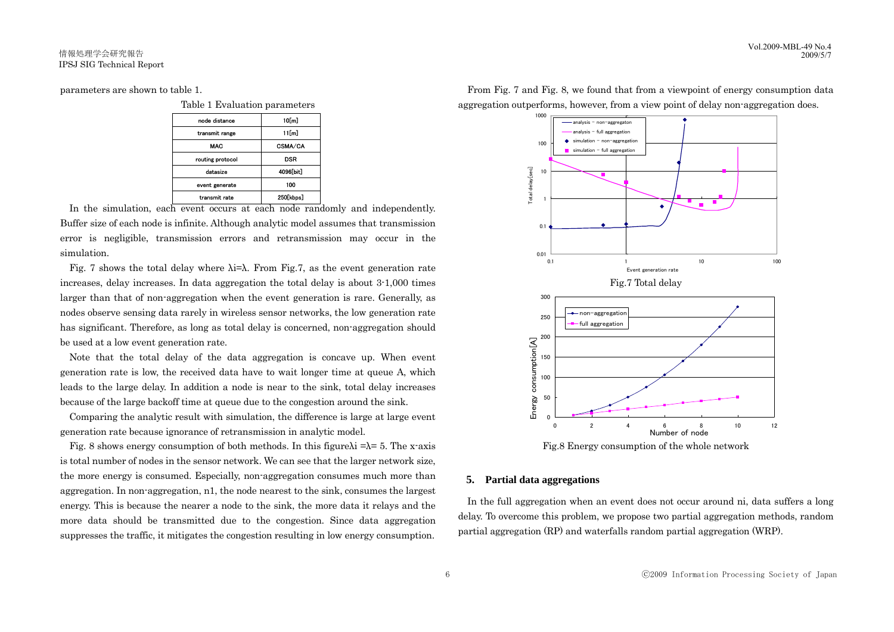parameters are shown to table 1.

Table 1 Evaluation parameters

| node distance | 10[m] |
|---|---|
| transmit range | 11[m] |
| MAC | CSMA/CA |
| routing protocol | DSR |
| datasize | 4096[bit] |
| event generate | 100 |
| transmit rate | 250[kbps] |

In the simulation, each event occurs at each node randomly and independently. Buffer size of each node is infinite. Although analytic model assumes that transmission error is negligible, transmission errors and retransmission may occur in the simulation.

Fig. 7 shows the total delay where $\lambda i=\lambda$. From Fig.7, as the event generation rate increases, delay increases. In data aggregation the total delay is about 3-1,000 times larger than that of non-aggregation when the event generation is rare. Generally, as nodes observe sensing data rarely in wireless sensor networks, the low generation rate has significant. Therefore, as long as total delay is concerned, non-aggregation should be used at a low event generation rate.

Note that the total delay of the data aggregation is concave up. When event generation rate is low, the received data have to wait longer time at queue A, which leads to the large delay. In addition a node is near to the sink, total delay increases because of the large backoff time at queue due to the congestion around the sink.

Comparing the analytic result with simulation, the difference is large at large event generation rate because ignorance of retransmission in analytic model.

Fig. 8 shows energy consumption of both methods. In this figure$\lambda i=\lambda= 5$. The x-axis is total number of nodes in the sensor network. We can see that the larger network size, the more energy is consumed. Especially, non-aggregation consumes much more than aggregation. In non-aggregation, n1, the node nearest to the sink, consumes the largest energy. This is because the nearer a node to the sink, the more data it relays and the more data should be transmitted due to the congestion. Since data aggregation suppresses the traffic, it mitigates the congestion resulting in low energy consumption.

From Fig. 7 and Fig. 8, we found that from a viewpoint of energy consumption data aggregation outperforms, however, from a view point of delay non-aggregation does.

Fig.7 Total delay

Fig.8 Energy consumption of the whole network

## 5. Partial data aggregations

In the full aggregation when an event does not occur around ni, data suffers a long delay. To overcome this problem, we propose two partial aggregation methods, random partial aggregation (RP) and waterfalls random partial aggregation (WRP).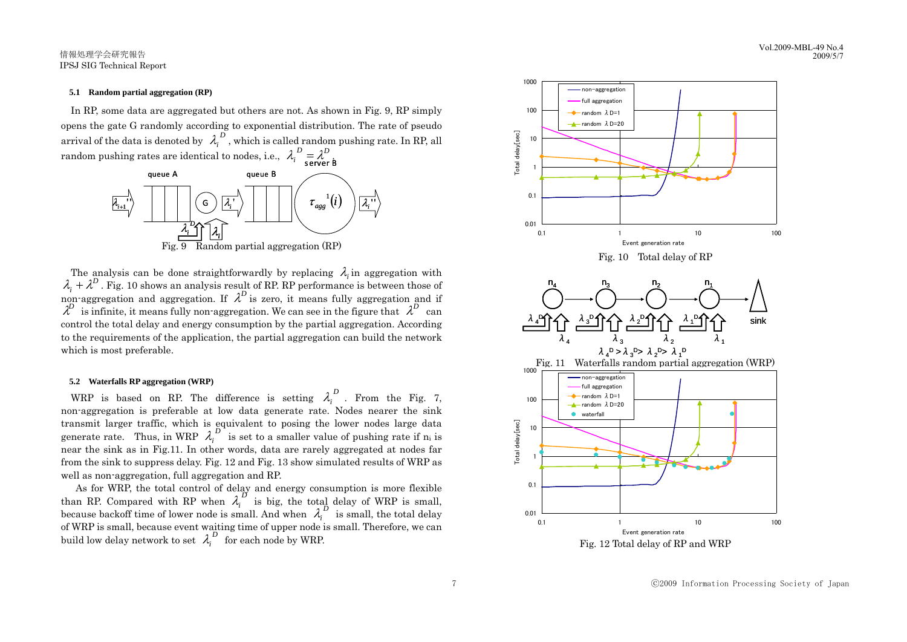### 5.1 Random partial aggregation (RP)

In RP, some data are aggregated but others are not. As shown in Fig. 9, RP simply opens the gate G randomly according to exponential distribution. The rate of pseudo arrival of the data is denoted by $\lambda_i^D$, which is called random pushing rate. In RP, all random pushing rates are identical to nodes, i.e., $\lambda_i^D = \lambda^D$.

Fig. 9 Random partial aggregation (RP)

The analysis can be done straightforwardly by replacing $\lambda_i$ in aggregation with $\lambda_i + \lambda^D$. Fig. 10 shows an analysis result of RP. RP performance is between those of non-aggregation and aggregation. If $\lambda^D$ is zero, it means fully aggregation and if $\lambda^D$ is infinite, it means fully non-aggregation. We can see in the figure that $\lambda^D$ can control the total delay and energy consumption by the partial aggregation. According to the requirements of the application, the partial aggregation can build the network which is most preferable.

### 5.2 Waterfalls RP aggregation (WRP)

WRP is based on RP. The difference is setting $\lambda_i^D$. From the Fig. 7, non-aggregation is preferable at low data generate rate. Nodes nearer the sink transmit larger traffic, which is equivalent to posing the lower nodes large data generate rate. Thus, in WRP $\lambda_i^D$ is set to a smaller value of pushing rate if $n_i$ is near the sink as in Fig.11. In other words, data are rarely aggregated at nodes far from the sink to suppress delay. Fig. 12 and Fig. 13 show simulated results of WRP as well as non-aggregation, full aggregation and RP.

As for WRP, the total control of delay and energy consumption is more flexible than RP. Compared with RP when $\lambda_i^D$ is big, the total delay of WRP is small, because backoff time of lower node is small. And when $\lambda_i^D$ is small, the total delay of WRP is small, because event waiting time of upper node is small. Therefore, we can build low delay network to set $\lambda_i^D$ for each node by WRP.

Fig. 10 Total delay of RP

Fig. 11 Waterfalls random partial aggregation (WRP)

Fig. 12 Total delay of RP and WRP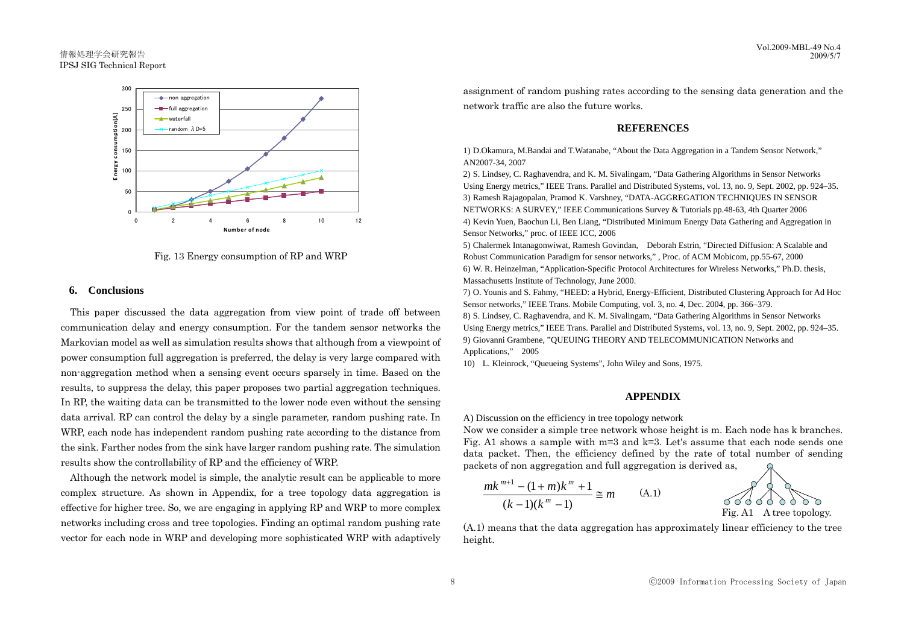300
250
200
150
100
50
0
0 2 4 6 8 10 12
Energy consumption[A]
Number of node
non aggregation
full aggregation
waterfall
random λD=5

Fig. 13 Energy consumption of RP and WRP

## 6. Conclusions

This paper discussed the data aggregation from view point of trade off between communication delay and energy consumption. For the tandem sensor networks the Markovian model as well as simulation results shows that although from a viewpoint of power consumption full aggregation is preferred, the delay is very large compared with non-aggregation method when a sensing event occurs sparsely in time. Based on the results, to suppress the delay, this paper proposes two partial aggregation techniques. In RP, the waiting data can be transmitted to the lower node even without the sensing data arrival. RP can control the delay by a single parameter, random pushing rate. In WRP, each node has independent random pushing rate according to the distance from the sink. Farther nodes from the sink have larger random pushing rate. The simulation results show the controllability of RP and the efficiency of WRP.

Although the network model is simple, the analytic result can be applicable to more complex structure. As shown in Appendix, for a tree topology data aggregation is effective for higher tree. So, we are engaging in applying RP and WRP to more complex networks including cross and tree topologies. Finding an optimal random pushing rate vector for each node in WRP and developing more sophisticated WRP with adaptively assignment of random pushing rates according to the sensing data generation and the network traffic are also the future works.

## REFERENCES

1) D.Okamura, M.Bandai and T.Watanabe, "About the Data Aggregation in a Tandem Sensor Network," AN2007-34, 2007
2) S. Lindsey, C. Raghavendra, and K. M. Sivalingam, "Data Gathering Algorithms in Sensor Networks Using Energy metrics," IEEE Trans. Parallel and Distributed Systems, vol. 13, no. 9, Sept. 2002, pp. 924–35.
3) Ramesh Rajagopalan, Pramod K. Varshney, "DATA-AGGREGATION TECHNIQUES IN SENSOR NETWORKS: A SURVEY," IEEE Communications Survey & Tutorials pp.48-63, 4th Quarter 2006
4) Kevin Yuen, Baochun Li, Ben Liang, "Distributed Minimum Energy Data Gathering and Aggregation in Sensor Networks," proc. of IEEE ICC, 2006
5) Chalermek Intanagonwiwat, Ramesh Govindan, Deborah Estrin, "Directed Diffusion: A Scalable and Robust Communication Paradigm for sensor networks," , Proc. of ACM Mobicom, pp.55-67, 2000
6) W. R. Heinzelman, "Application-Specific Protocol Architectures for Wireless Networks," Ph.D. thesis, Massachusetts Institute of Technology, June 2000.
7) O. Younis and S. Fahmy, "HEED: a Hybrid, Energy-Efficient, Distributed Clustering Approach for Ad Hoc Sensor networks," IEEE Trans. Mobile Computing, vol. 3, no. 4, Dec. 2004, pp. 366–379.
8) S. Lindsey, C. Raghavendra, and K. M. Sivalingam, "Data Gathering Algorithms in Sensor Networks Using Energy metrics," IEEE Trans. Parallel and Distributed Systems, vol. 13, no. 9, Sept. 2002, pp. 924–35.
9) Giovanni Grambene, "QUEUING THEORY AND TELECOMMUNICATION Networks and Applications," 2005
10) L. Kleinrock, "Queueing Systems", John Wiley and Sons, 1975.

## APPENDIX

A) Discussion on the efficiency in tree topology network

Now we consider a simple tree network whose height is m. Each node has k branches. Fig. A1 shows a sample with m=3 and k=3. Let's assume that each node sends one data packet. Then, the efficiency defined by the rate of total number of sending packets of non aggregation and full aggregation is derived as,

$$\frac{mk^{m+1} - (1+m)k^m + 1}{(k-1)(k^m - 1)} \cong m \qquad \text{(A.1)}$$

Fig. A1 A tree topology.

(A.1) means that the data aggregation has approximately linear efficiency to the tree height.